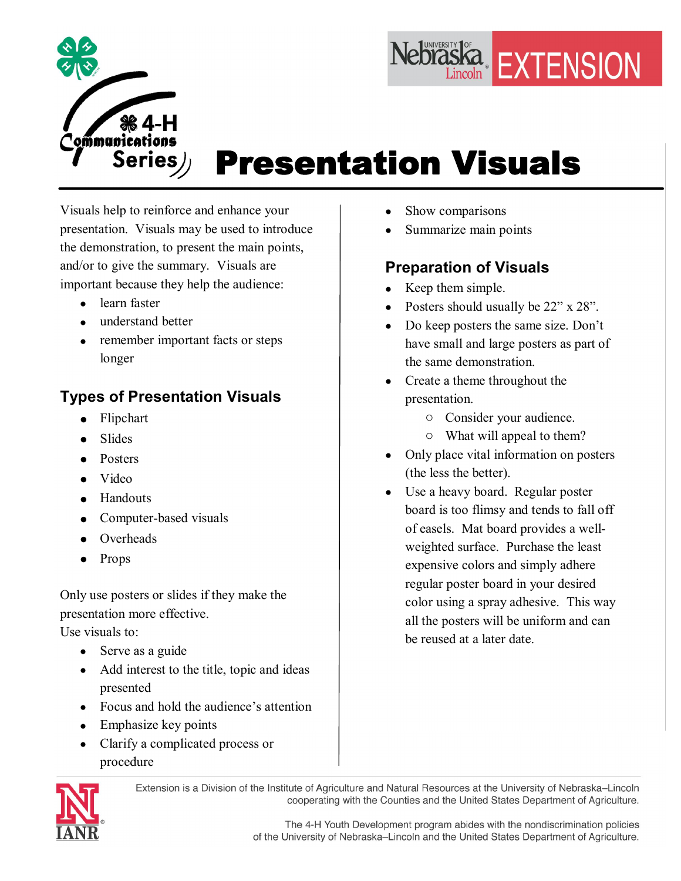4-H Communications Series

# Presentation Visuals

Visuals help to reinforce and enhance your presentation. Visuals may be used to introduce the demonstration, to present the main points, and/or to give the summary. Visuals are important because they help the audience:

- learn faster
- understand better
- remember important facts or steps longer

## Types of Presentation Visuals

- Flipchart
- Slides
- Posters
- Video
- Handouts
- Computer-based visuals
- Overheads
- Props

Only use posters or slides if they make the presentation more effective.
Use visuals to:

- Serve as a guide
- Add interest to the title, topic and ideas presented
- Focus and hold the audience's attention
- Emphasize key points
- Clarify a complicated process or procedure
- Show comparisons
- Summarize main points

## Preparation of Visuals

- Keep them simple.
- Posters should usually be 22" x 28".
- Do keep posters the same size. Don't have small and large posters as part of the same demonstration.
- Create a theme throughout the presentation.
  - Consider your audience.
  - What will appeal to them?
- Only place vital information on posters (the less the better).
- Use a heavy board. Regular poster board is too flimsy and tends to fall off of easels. Mat board provides a well-weighted surface. Purchase the least expensive colors and simply adhere regular poster board in your desired color using a spray adhesive. This way all the posters will be uniform and can be reused at a later date.

Extension is a Division of the Institute of Agriculture and Natural Resources at the University of Nebraska–Lincoln cooperating with the Counties and the United States Department of Agriculture.

The 4-H Youth Development program abides with the nondiscrimination policies of the University of Nebraska–Lincoln and the United States Department of Agriculture.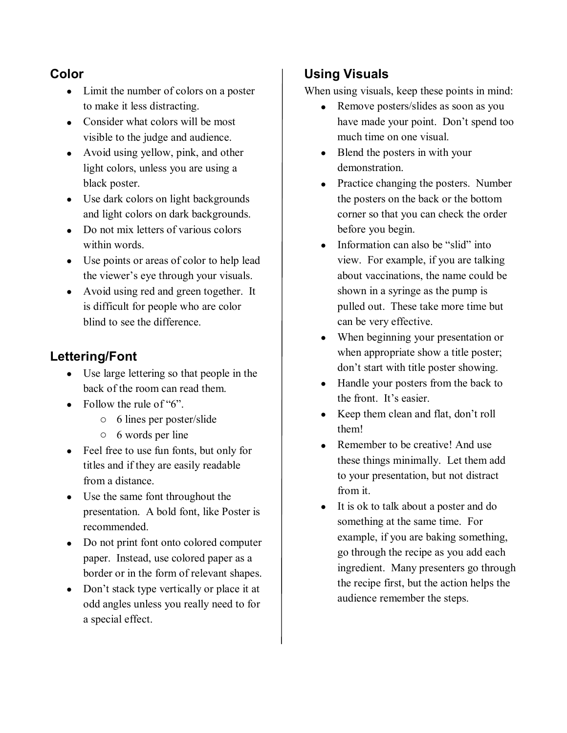## Color

- Limit the number of colors on a poster to make it less distracting.
- Consider what colors will be most visible to the judge and audience.
- Avoid using yellow, pink, and other light colors, unless you are using a black poster.
- Use dark colors on light backgrounds and light colors on dark backgrounds.
- Do not mix letters of various colors within words.
- Use points or areas of color to help lead the viewer's eye through your visuals.
- Avoid using red and green together. It is difficult for people who are color blind to see the difference.

## Lettering/Font

- Use large lettering so that people in the back of the room can read them.
- Follow the rule of "6".
  - 6 lines per poster/slide
  - 6 words per line
- Feel free to use fun fonts, but only for titles and if they are easily readable from a distance.
- Use the same font throughout the presentation. A bold font, like Poster is recommended.
- Do not print font onto colored computer paper. Instead, use colored paper as a border or in the form of relevant shapes.
- Don't stack type vertically or place it at odd angles unless you really need to for a special effect.

## Using Visuals

When using visuals, keep these points in mind:

- Remove posters/slides as soon as you have made your point. Don't spend too much time on one visual.
- Blend the posters in with your demonstration.
- Practice changing the posters. Number the posters on the back or the bottom corner so that you can check the order before you begin.
- Information can also be "slid" into view. For example, if you are talking about vaccinations, the name could be shown in a syringe as the pump is pulled out. These take more time but can be very effective.
- When beginning your presentation or when appropriate show a title poster; don't start with title poster showing.
- Handle your posters from the back to the front. It's easier.
- Keep them clean and flat, don't roll them!
- Remember to be creative! And use these things minimally. Let them add to your presentation, but not distract from it.
- It is ok to talk about a poster and do something at the same time. For example, if you are baking something, go through the recipe as you add each ingredient. Many presenters go through the recipe first, but the action helps the audience remember the steps.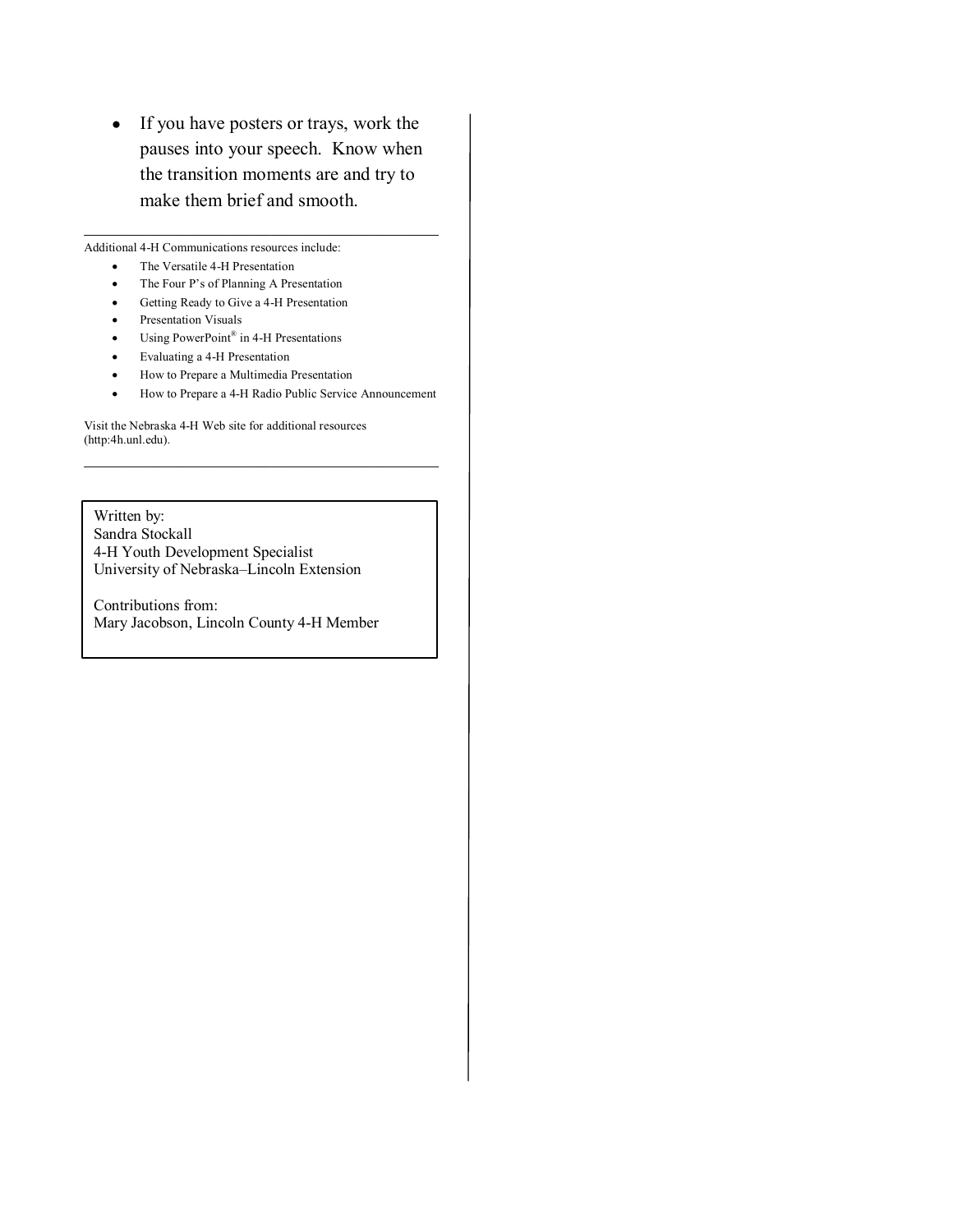- If you have posters or trays, work the pauses into your speech. Know when the transition moments are and try to make them brief and smooth.

---

Additional 4-H Communications resources include:

- The Versatile 4-H Presentation
- The Four P's of Planning A Presentation
- Getting Ready to Give a 4-H Presentation
- Presentation Visuals
- Using PowerPoint® in 4-H Presentations
- Evaluating a 4-H Presentation
- How to Prepare a Multimedia Presentation
- How to Prepare a 4-H Radio Public Service Announcement

Visit the Nebraska 4-H Web site for additional resources (http:4h.unl.edu).

---

Written by:
Sandra Stockall
4-H Youth Development Specialist
University of Nebraska–Lincoln Extension

Contributions from:
Mary Jacobson, Lincoln County 4-H Member